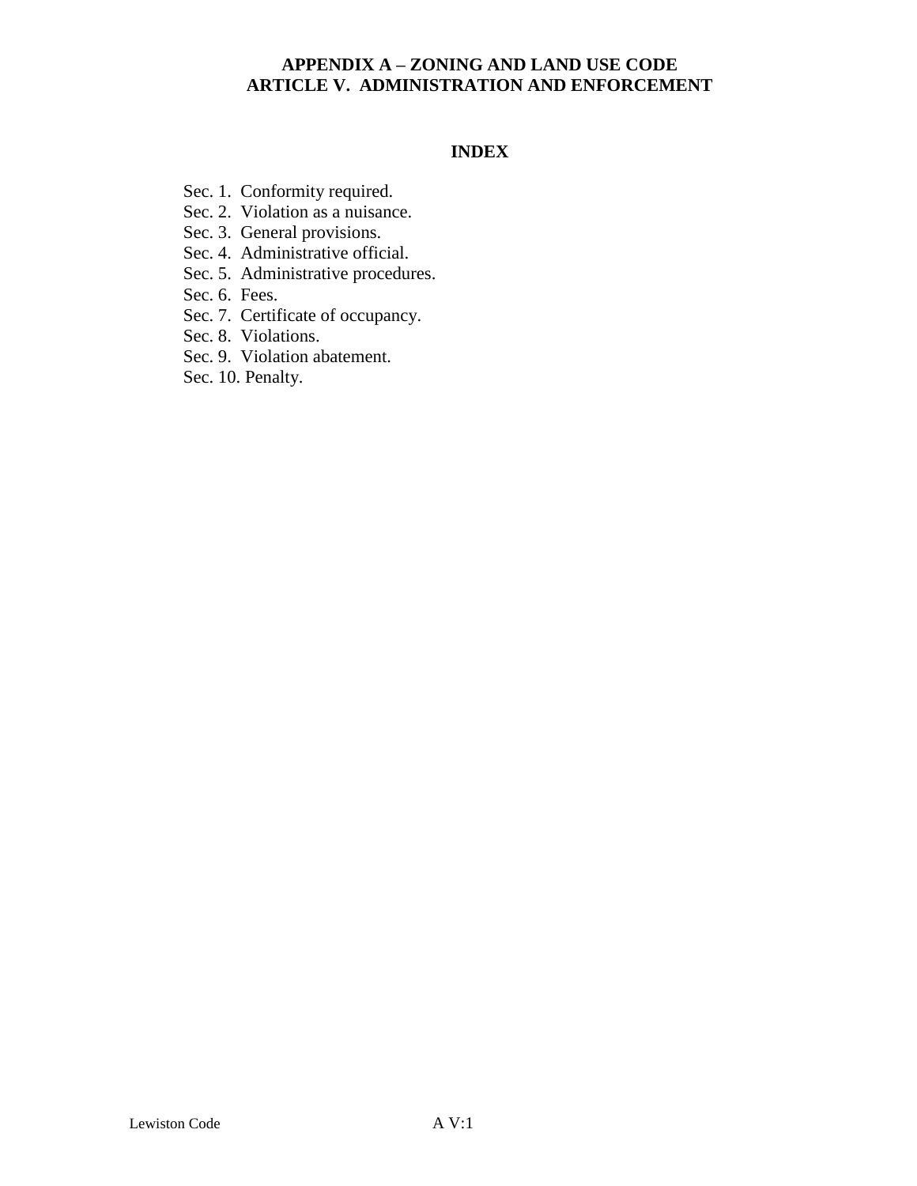# APPENDIX A – ZONING AND LAND USE CODE
# ARTICLE V. ADMINISTRATION AND ENFORCEMENT

## INDEX

Sec. 1. Conformity required.
Sec. 2. Violation as a nuisance.
Sec. 3. General provisions.
Sec. 4. Administrative official.
Sec. 5. Administrative procedures.
Sec. 6. Fees.
Sec. 7. Certificate of occupancy.
Sec. 8. Violations.
Sec. 9. Violation abatement.
Sec. 10. Penalty.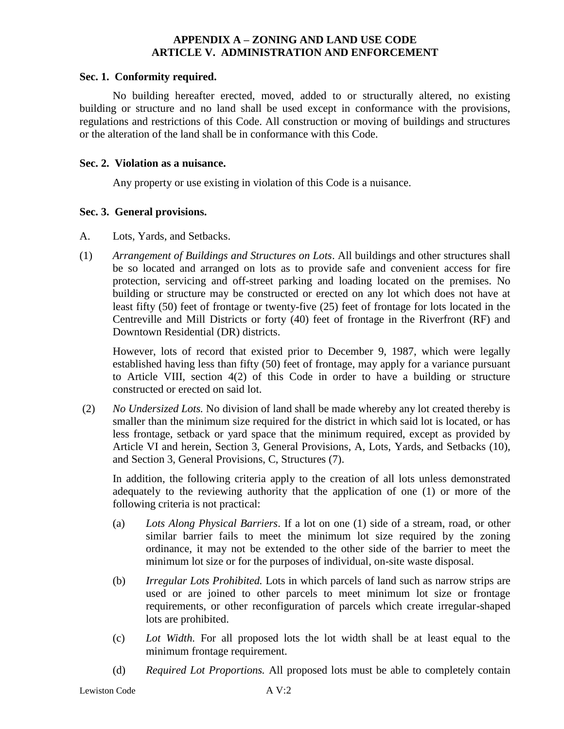# APPENDIX A – ZONING AND LAND USE CODE
## ARTICLE V. ADMINISTRATION AND ENFORCEMENT

### Sec. 1. Conformity required.

No building hereafter erected, moved, added to or structurally altered, no existing building or structure and no land shall be used except in conformance with the provisions, regulations and restrictions of this Code. All construction or moving of buildings and structures or the alteration of the land shall be in conformance with this Code.

### Sec. 2. Violation as a nuisance.

Any property or use existing in violation of this Code is a nuisance.

### Sec. 3. General provisions.

A. Lots, Yards, and Setbacks.

(1) *Arrangement of Buildings and Structures on Lots*. All buildings and other structures shall be so located and arranged on lots as to provide safe and convenient access for fire protection, servicing and off-street parking and loading located on the premises. No building or structure may be constructed or erected on any lot which does not have at least fifty (50) feet of frontage or twenty-five (25) feet of frontage for lots located in the Centreville and Mill Districts or forty (40) feet of frontage in the Riverfront (RF) and Downtown Residential (DR) districts.

However, lots of record that existed prior to December 9, 1987, which were legally established having less than fifty (50) feet of frontage, may apply for a variance pursuant to Article VIII, section 4(2) of this Code in order to have a building or structure constructed or erected on said lot.

(2) *No Undersized Lots.* No division of land shall be made whereby any lot created thereby is smaller than the minimum size required for the district in which said lot is located, or has less frontage, setback or yard space that the minimum required, except as provided by Article VI and herein, Section 3, General Provisions, A, Lots, Yards, and Setbacks (10), and Section 3, General Provisions, C, Structures (7).

In addition, the following criteria apply to the creation of all lots unless demonstrated adequately to the reviewing authority that the application of one (1) or more of the following criteria is not practical:

(a) *Lots Along Physical Barriers*. If a lot on one (1) side of a stream, road, or other similar barrier fails to meet the minimum lot size required by the zoning ordinance, it may not be extended to the other side of the barrier to meet the minimum lot size or for the purposes of individual, on-site waste disposal.

(b) *Irregular Lots Prohibited.* Lots in which parcels of land such as narrow strips are used or are joined to other parcels to meet minimum lot size or frontage requirements, or other reconfiguration of parcels which create irregular-shaped lots are prohibited.

(c) *Lot Width.* For all proposed lots the lot width shall be at least equal to the minimum frontage requirement.

(d) *Required Lot Proportions.* All proposed lots must be able to completely contain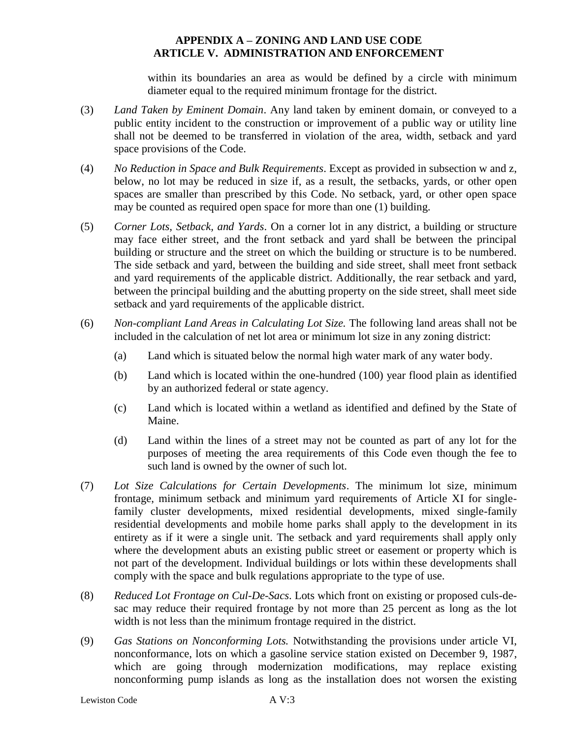within its boundaries an area as would be defined by a circle with minimum diameter equal to the required minimum frontage for the district.

(3) *Land Taken by Eminent Domain*. Any land taken by eminent domain, or conveyed to a public entity incident to the construction or improvement of a public way or utility line shall not be deemed to be transferred in violation of the area, width, setback and yard space provisions of the Code.

(4) *No Reduction in Space and Bulk Requirements*. Except as provided in subsection w and z, below, no lot may be reduced in size if, as a result, the setbacks, yards, or other open spaces are smaller than prescribed by this Code. No setback, yard, or other open space may be counted as required open space for more than one (1) building.

(5) *Corner Lots, Setback, and Yards*. On a corner lot in any district, a building or structure may face either street, and the front setback and yard shall be between the principal building or structure and the street on which the building or structure is to be numbered. The side setback and yard, between the building and side street, shall meet front setback and yard requirements of the applicable district. Additionally, the rear setback and yard, between the principal building and the abutting property on the side street, shall meet side setback and yard requirements of the applicable district.

(6) *Non-compliant Land Areas in Calculating Lot Size.* The following land areas shall not be included in the calculation of net lot area or minimum lot size in any zoning district:

   (a) Land which is situated below the normal high water mark of any water body.

   (b) Land which is located within the one-hundred (100) year flood plain as identified by an authorized federal or state agency.

   (c) Land which is located within a wetland as identified and defined by the State of Maine.

   (d) Land within the lines of a street may not be counted as part of any lot for the purposes of meeting the area requirements of this Code even though the fee to such land is owned by the owner of such lot.

(7) *Lot Size Calculations for Certain Developments*. The minimum lot size, minimum frontage, minimum setback and minimum yard requirements of Article XI for single-family cluster developments, mixed residential developments, mixed single-family residential developments and mobile home parks shall apply to the development in its entirety as if it were a single unit. The setback and yard requirements shall apply only where the development abuts an existing public street or easement or property which is not part of the development. Individual buildings or lots within these developments shall comply with the space and bulk regulations appropriate to the type of use.

(8) *Reduced Lot Frontage on Cul-De-Sacs*. Lots which front on existing or proposed culs-de-sac may reduce their required frontage by not more than 25 percent as long as the lot width is not less than the minimum frontage required in the district.

(9) *Gas Stations on Nonconforming Lots.* Notwithstanding the provisions under article VI, nonconformance, lots on which a gasoline service station existed on December 9, 1987, which are going through modernization modifications, may replace existing nonconforming pump islands as long as the installation does not worsen the existing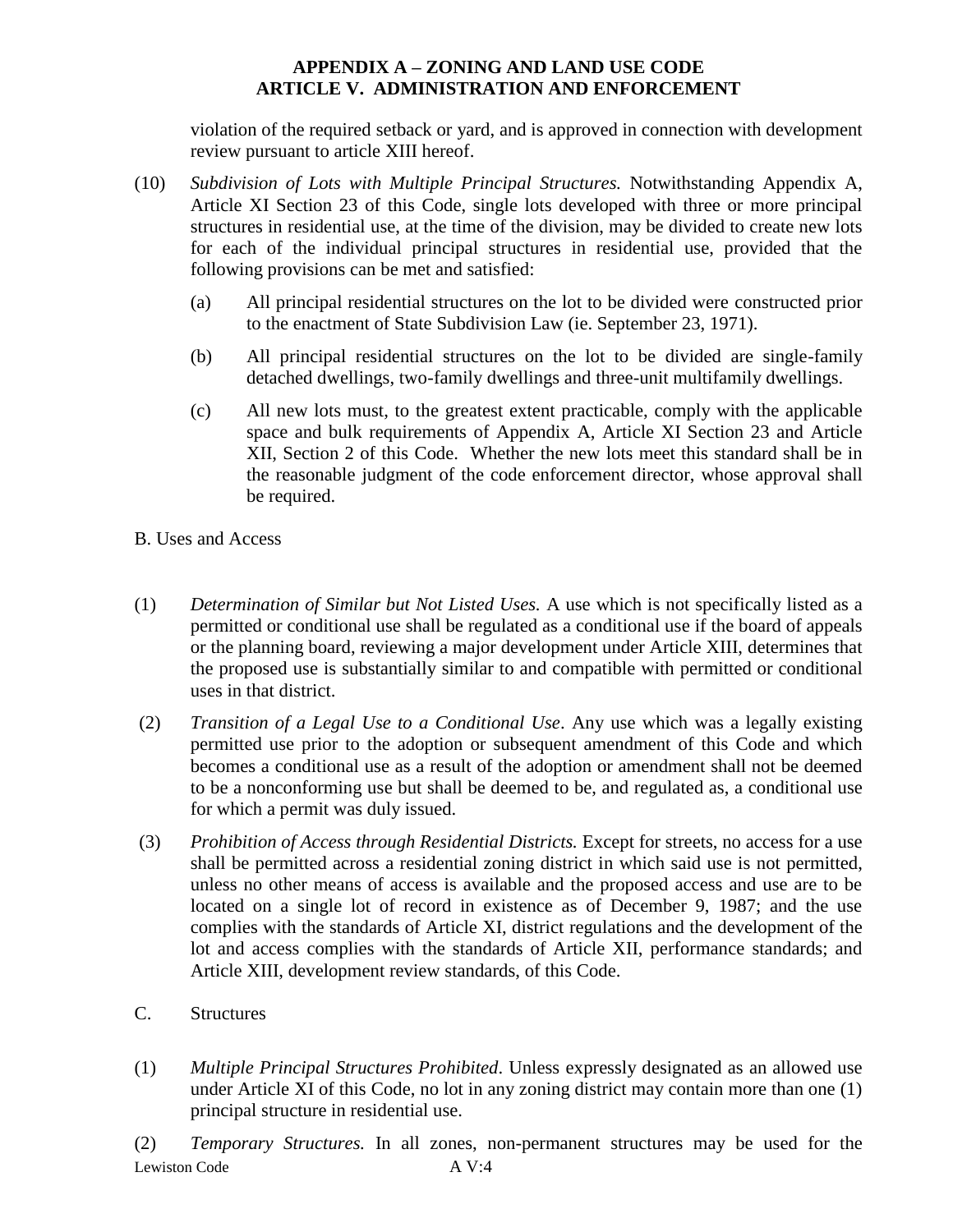violation of the required setback or yard, and is approved in connection with development review pursuant to article XIII hereof.

(10) *Subdivision of Lots with Multiple Principal Structures.* Notwithstanding Appendix A, Article XI Section 23 of this Code, single lots developed with three or more principal structures in residential use, at the time of the division, may be divided to create new lots for each of the individual principal structures in residential use, provided that the following provisions can be met and satisfied:

(a) All principal residential structures on the lot to be divided were constructed prior to the enactment of State Subdivision Law (ie. September 23, 1971).

(b) All principal residential structures on the lot to be divided are single-family detached dwellings, two-family dwellings and three-unit multifamily dwellings.

(c) All new lots must, to the greatest extent practicable, comply with the applicable space and bulk requirements of Appendix A, Article XI Section 23 and Article XII, Section 2 of this Code. Whether the new lots meet this standard shall be in the reasonable judgment of the code enforcement director, whose approval shall be required.

B. Uses and Access

(1) *Determination of Similar but Not Listed Uses.* A use which is not specifically listed as a permitted or conditional use shall be regulated as a conditional use if the board of appeals or the planning board, reviewing a major development under Article XIII, determines that the proposed use is substantially similar to and compatible with permitted or conditional uses in that district.

(2) *Transition of a Legal Use to a Conditional Use*. Any use which was a legally existing permitted use prior to the adoption or subsequent amendment of this Code and which becomes a conditional use as a result of the adoption or amendment shall not be deemed to be a nonconforming use but shall be deemed to be, and regulated as, a conditional use for which a permit was duly issued.

(3) *Prohibition of Access through Residential Districts.* Except for streets, no access for a use shall be permitted across a residential zoning district in which said use is not permitted, unless no other means of access is available and the proposed access and use are to be located on a single lot of record in existence as of December 9, 1987; and the use complies with the standards of Article XI, district regulations and the development of the lot and access complies with the standards of Article XII, performance standards; and Article XIII, development review standards, of this Code.

C. Structures

(1) *Multiple Principal Structures Prohibited*. Unless expressly designated as an allowed use under Article XI of this Code, no lot in any zoning district may contain more than one (1) principal structure in residential use.

(2) *Temporary Structures.* In all zones, non-permanent structures may be used for the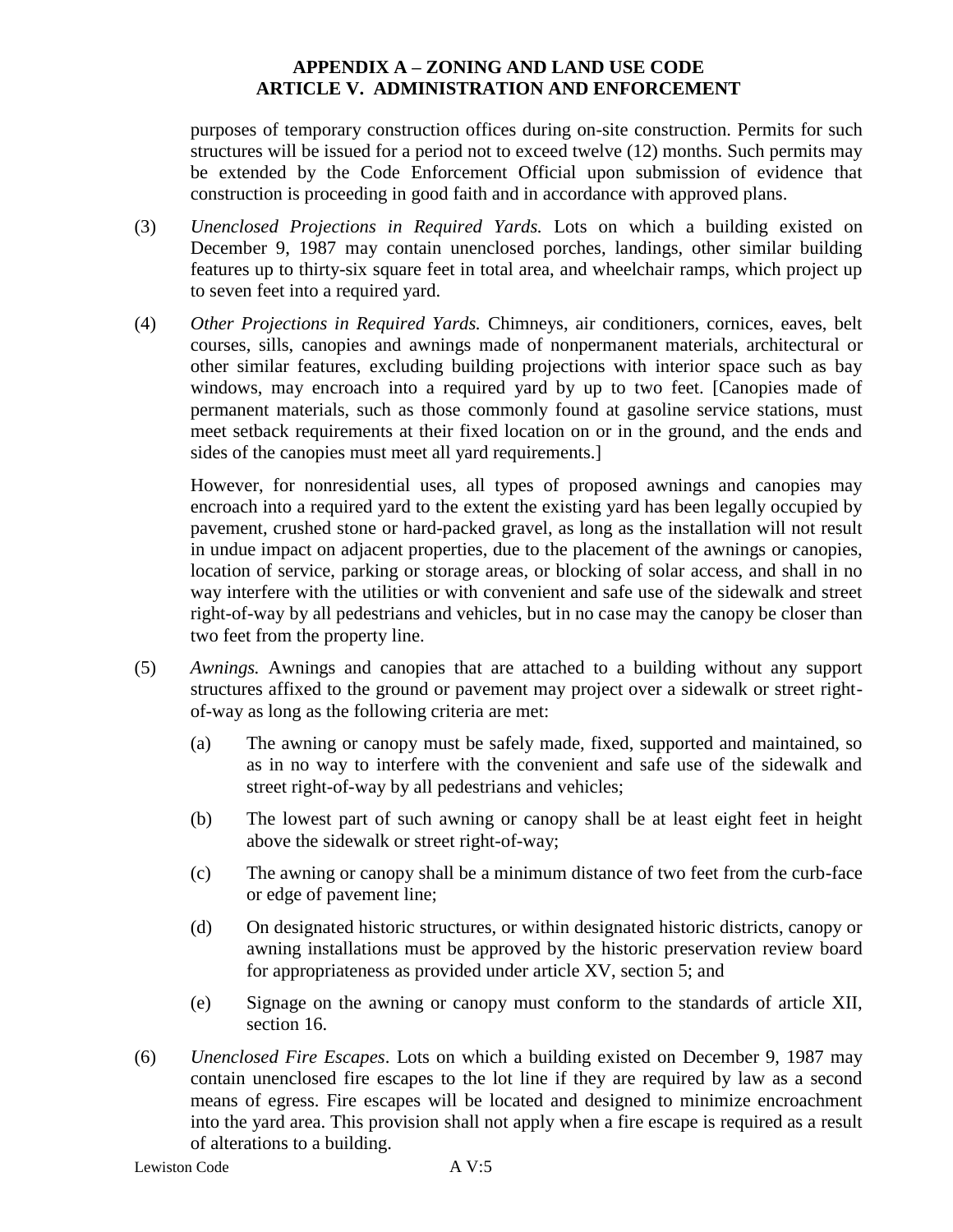purposes of temporary construction offices during on-site construction. Permits for such structures will be issued for a period not to exceed twelve (12) months. Such permits may be extended by the Code Enforcement Official upon submission of evidence that construction is proceeding in good faith and in accordance with approved plans.

(3) *Unenclosed Projections in Required Yards.* Lots on which a building existed on December 9, 1987 may contain unenclosed porches, landings, other similar building features up to thirty-six square feet in total area, and wheelchair ramps, which project up to seven feet into a required yard.

(4) *Other Projections in Required Yards.* Chimneys, air conditioners, cornices, eaves, belt courses, sills, canopies and awnings made of nonpermanent materials, architectural or other similar features, excluding building projections with interior space such as bay windows, may encroach into a required yard by up to two feet. [Canopies made of permanent materials, such as those commonly found at gasoline service stations, must meet setback requirements at their fixed location on or in the ground, and the ends and sides of the canopies must meet all yard requirements.]

However, for nonresidential uses, all types of proposed awnings and canopies may encroach into a required yard to the extent the existing yard has been legally occupied by pavement, crushed stone or hard-packed gravel, as long as the installation will not result in undue impact on adjacent properties, due to the placement of the awnings or canopies, location of service, parking or storage areas, or blocking of solar access, and shall in no way interfere with the utilities or with convenient and safe use of the sidewalk and street right-of-way by all pedestrians and vehicles, but in no case may the canopy be closer than two feet from the property line.

(5) *Awnings.* Awnings and canopies that are attached to a building without any support structures affixed to the ground or pavement may project over a sidewalk or street right-of-way as long as the following criteria are met:

(a) The awning or canopy must be safely made, fixed, supported and maintained, so as in no way to interfere with the convenient and safe use of the sidewalk and street right-of-way by all pedestrians and vehicles;

(b) The lowest part of such awning or canopy shall be at least eight feet in height above the sidewalk or street right-of-way;

(c) The awning or canopy shall be a minimum distance of two feet from the curb-face or edge of pavement line;

(d) On designated historic structures, or within designated historic districts, canopy or awning installations must be approved by the historic preservation review board for appropriateness as provided under article XV, section 5; and

(e) Signage on the awning or canopy must conform to the standards of article XII, section 16.

(6) *Unenclosed Fire Escapes*. Lots on which a building existed on December 9, 1987 may contain unenclosed fire escapes to the lot line if they are required by law as a second means of egress. Fire escapes will be located and designed to minimize encroachment into the yard area. This provision shall not apply when a fire escape is required as a result of alterations to a building.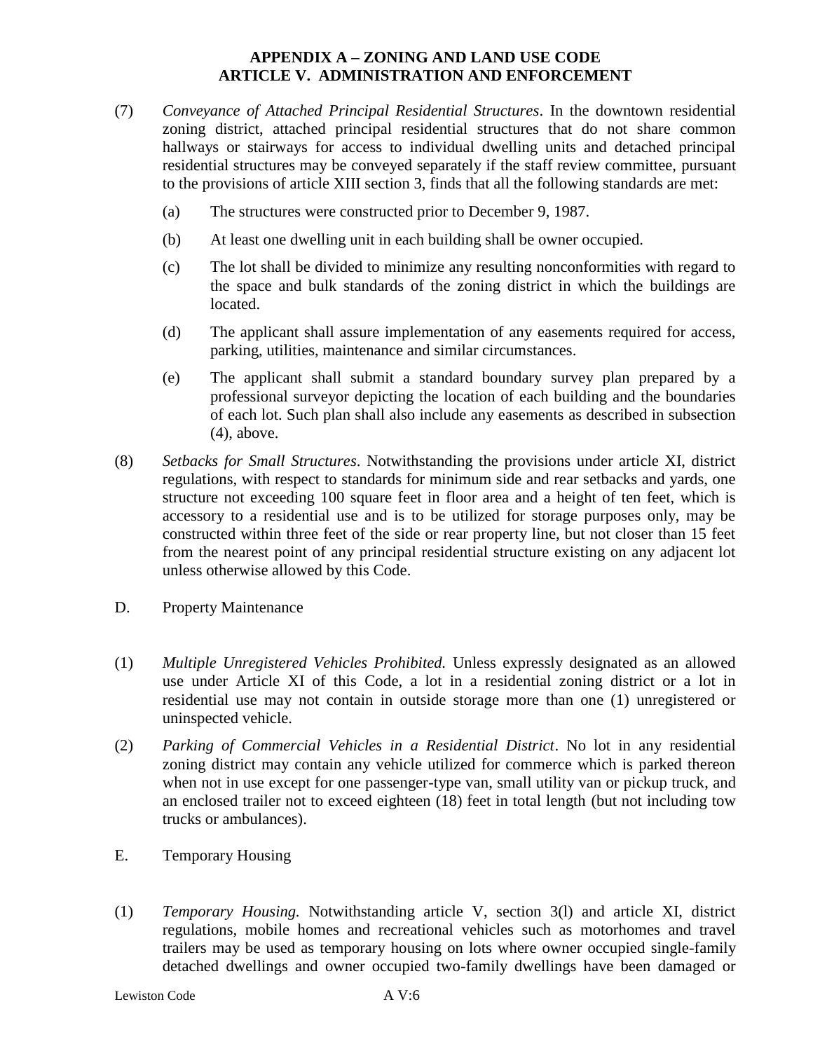(7) *Conveyance of Attached Principal Residential Structures*. In the downtown residential zoning district, attached principal residential structures that do not share common hallways or stairways for access to individual dwelling units and detached principal residential structures may be conveyed separately if the staff review committee, pursuant to the provisions of article XIII section 3, finds that all the following standards are met:

   (a) The structures were constructed prior to December 9, 1987.

   (b) At least one dwelling unit in each building shall be owner occupied.

   (c) The lot shall be divided to minimize any resulting nonconformities with regard to the space and bulk standards of the zoning district in which the buildings are located.

   (d) The applicant shall assure implementation of any easements required for access, parking, utilities, maintenance and similar circumstances.

   (e) The applicant shall submit a standard boundary survey plan prepared by a professional surveyor depicting the location of each building and the boundaries of each lot. Such plan shall also include any easements as described in subsection (4), above.

(8) *Setbacks for Small Structures*. Notwithstanding the provisions under article XI, district regulations, with respect to standards for minimum side and rear setbacks and yards, one structure not exceeding 100 square feet in floor area and a height of ten feet, which is accessory to a residential use and is to be utilized for storage purposes only, may be constructed within three feet of the side or rear property line, but not closer than 15 feet from the nearest point of any principal residential structure existing on any adjacent lot unless otherwise allowed by this Code.

D. Property Maintenance

(1) *Multiple Unregistered Vehicles Prohibited.* Unless expressly designated as an allowed use under Article XI of this Code, a lot in a residential zoning district or a lot in residential use may not contain in outside storage more than one (1) unregistered or uninspected vehicle.

(2) *Parking of Commercial Vehicles in a Residential District*. No lot in any residential zoning district may contain any vehicle utilized for commerce which is parked thereon when not in use except for one passenger-type van, small utility van or pickup truck, and an enclosed trailer not to exceed eighteen (18) feet in total length (but not including tow trucks or ambulances).

E. Temporary Housing

(1) *Temporary Housing.* Notwithstanding article V, section 3(l) and article XI, district regulations, mobile homes and recreational vehicles such as motorhomes and travel trailers may be used as temporary housing on lots where owner occupied single-family detached dwellings and owner occupied two-family dwellings have been damaged or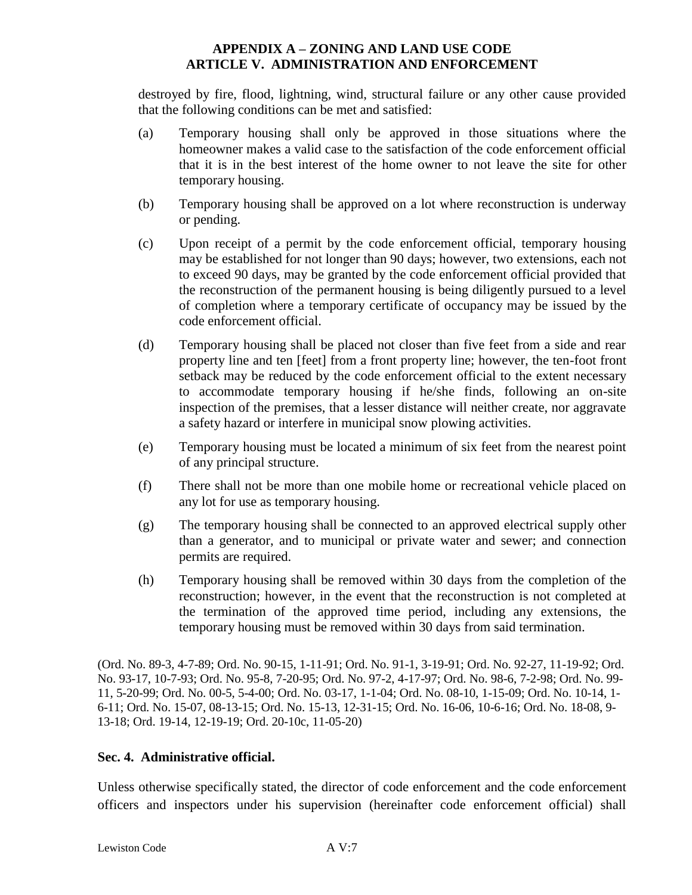destroyed by fire, flood, lightning, wind, structural failure or any other cause provided that the following conditions can be met and satisfied:

(a) Temporary housing shall only be approved in those situations where the homeowner makes a valid case to the satisfaction of the code enforcement official that it is in the best interest of the home owner to not leave the site for other temporary housing.

(b) Temporary housing shall be approved on a lot where reconstruction is underway or pending.

(c) Upon receipt of a permit by the code enforcement official, temporary housing may be established for not longer than 90 days; however, two extensions, each not to exceed 90 days, may be granted by the code enforcement official provided that the reconstruction of the permanent housing is being diligently pursued to a level of completion where a temporary certificate of occupancy may be issued by the code enforcement official.

(d) Temporary housing shall be placed not closer than five feet from a side and rear property line and ten [feet] from a front property line; however, the ten-foot front setback may be reduced by the code enforcement official to the extent necessary to accommodate temporary housing if he/she finds, following an on-site inspection of the premises, that a lesser distance will neither create, nor aggravate a safety hazard or interfere in municipal snow plowing activities.

(e) Temporary housing must be located a minimum of six feet from the nearest point of any principal structure.

(f) There shall not be more than one mobile home or recreational vehicle placed on any lot for use as temporary housing.

(g) The temporary housing shall be connected to an approved electrical supply other than a generator, and to municipal or private water and sewer; and connection permits are required.

(h) Temporary housing shall be removed within 30 days from the completion of the reconstruction; however, in the event that the reconstruction is not completed at the termination of the approved time period, including any extensions, the temporary housing must be removed within 30 days from said termination.

(Ord. No. 89-3, 4-7-89; Ord. No. 90-15, 1-11-91; Ord. No. 91-1, 3-19-91; Ord. No. 92-27, 11-19-92; Ord. No. 93-17, 10-7-93; Ord. No. 95-8, 7-20-95; Ord. No. 97-2, 4-17-97; Ord. No. 98-6, 7-2-98; Ord. No. 99-11, 5-20-99; Ord. No. 00-5, 5-4-00; Ord. No. 03-17, 1-1-04; Ord. No. 08-10, 1-15-09; Ord. No. 10-14, 1-6-11; Ord. No. 15-07, 08-13-15; Ord. No. 15-13, 12-31-15; Ord. No. 16-06, 10-6-16; Ord. No. 18-08, 9-13-18; Ord. 19-14, 12-19-19; Ord. 20-10c, 11-05-20)

**Sec. 4. Administrative official.**

Unless otherwise specifically stated, the director of code enforcement and the code enforcement officers and inspectors under his supervision (hereinafter code enforcement official) shall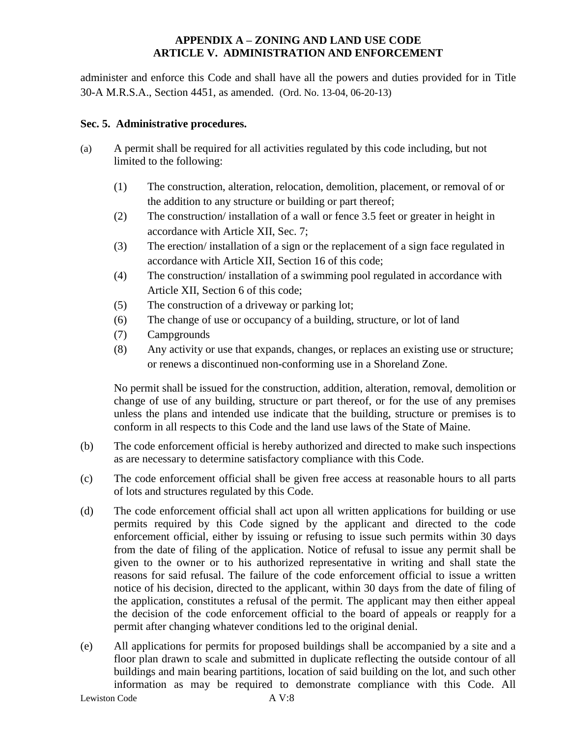administer and enforce this Code and shall have all the powers and duties provided for in Title 30-A M.R.S.A., Section 4451, as amended. (Ord. No. 13-04, 06-20-13)

**Sec. 5. Administrative procedures.**

(a) A permit shall be required for all activities regulated by this code including, but not limited to the following:

  (1) The construction, alteration, relocation, demolition, placement, or removal of or the addition to any structure or building or part thereof;
  (2) The construction/ installation of a wall or fence 3.5 feet or greater in height in accordance with Article XII, Sec. 7;
  (3) The erection/ installation of a sign or the replacement of a sign face regulated in accordance with Article XII, Section 16 of this code;
  (4) The construction/ installation of a swimming pool regulated in accordance with Article XII, Section 6 of this code;
  (5) The construction of a driveway or parking lot;
  (6) The change of use or occupancy of a building, structure, or lot of land
  (7) Campgrounds
  (8) Any activity or use that expands, changes, or replaces an existing use or structure; or renews a discontinued non-conforming use in a Shoreland Zone.

  No permit shall be issued for the construction, addition, alteration, removal, demolition or change of use of any building, structure or part thereof, or for the use of any premises unless the plans and intended use indicate that the building, structure or premises is to conform in all respects to this Code and the land use laws of the State of Maine.

(b) The code enforcement official is hereby authorized and directed to make such inspections as are necessary to determine satisfactory compliance with this Code.

(c) The code enforcement official shall be given free access at reasonable hours to all parts of lots and structures regulated by this Code.

(d) The code enforcement official shall act upon all written applications for building or use permits required by this Code signed by the applicant and directed to the code enforcement official, either by issuing or refusing to issue such permits within 30 days from the date of filing of the application. Notice of refusal to issue any permit shall be given to the owner or to his authorized representative in writing and shall state the reasons for said refusal. The failure of the code enforcement official to issue a written notice of his decision, directed to the applicant, within 30 days from the date of filing of the application, constitutes a refusal of the permit. The applicant may then either appeal the decision of the code enforcement official to the board of appeals or reapply for a permit after changing whatever conditions led to the original denial.

(e) All applications for permits for proposed buildings shall be accompanied by a site and a floor plan drawn to scale and submitted in duplicate reflecting the outside contour of all buildings and main bearing partitions, location of said building on the lot, and such other information as may be required to demonstrate compliance with this Code. All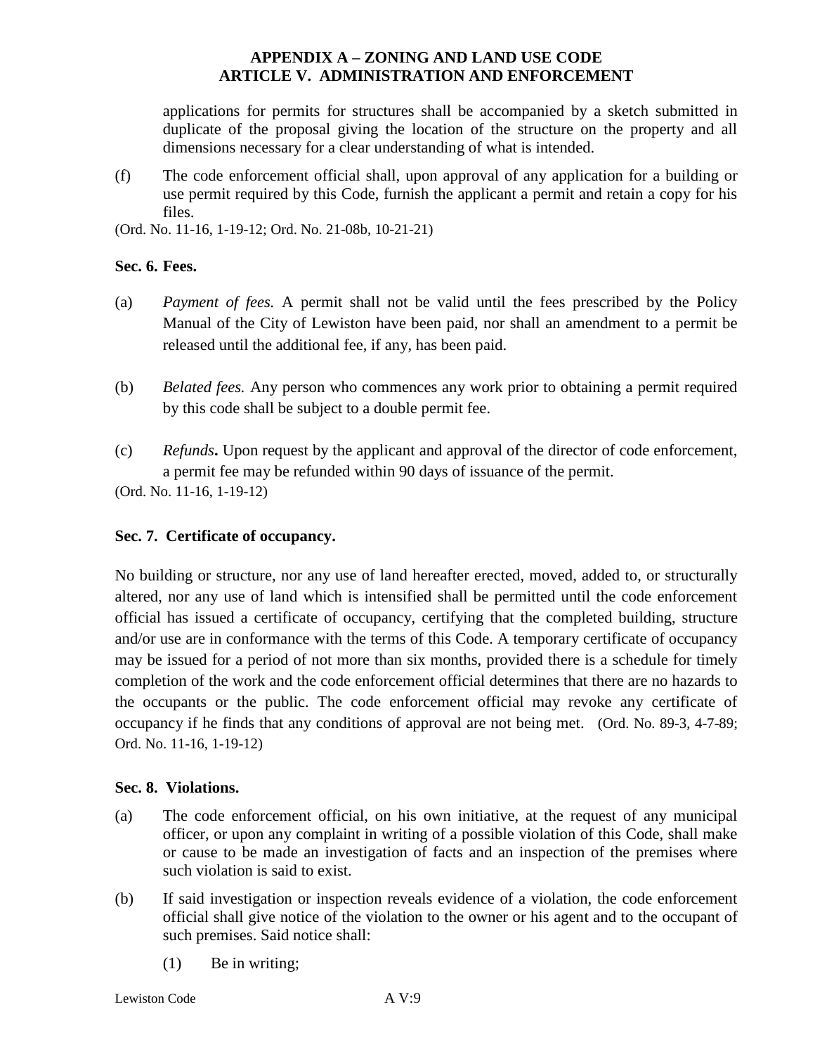applications for permits for structures shall be accompanied by a sketch submitted in duplicate of the proposal giving the location of the structure on the property and all dimensions necessary for a clear understanding of what is intended.

(f) The code enforcement official shall, upon approval of any application for a building or use permit required by this Code, furnish the applicant a permit and retain a copy for his files.

(Ord. No. 11-16, 1-19-12; Ord. No. 21-08b, 10-21-21)

**Sec. 6. Fees.**

(a) *Payment of fees.* A permit shall not be valid until the fees prescribed by the Policy Manual of the City of Lewiston have been paid, nor shall an amendment to a permit be released until the additional fee, if any, has been paid.

(b) *Belated fees.* Any person who commences any work prior to obtaining a permit required by this code shall be subject to a double permit fee.

(c) *Refunds***.** Upon request by the applicant and approval of the director of code enforcement, a permit fee may be refunded within 90 days of issuance of the permit.

(Ord. No. 11-16, 1-19-12)

**Sec. 7. Certificate of occupancy.**

No building or structure, nor any use of land hereafter erected, moved, added to, or structurally altered, nor any use of land which is intensified shall be permitted until the code enforcement official has issued a certificate of occupancy, certifying that the completed building, structure and/or use are in conformance with the terms of this Code. A temporary certificate of occupancy may be issued for a period of not more than six months, provided there is a schedule for timely completion of the work and the code enforcement official determines that there are no hazards to the occupants or the public. The code enforcement official may revoke any certificate of occupancy if he finds that any conditions of approval are not being met. (Ord. No. 89-3, 4-7-89; Ord. No. 11-16, 1-19-12)

**Sec. 8. Violations.**

(a) The code enforcement official, on his own initiative, at the request of any municipal officer, or upon any complaint in writing of a possible violation of this Code, shall make or cause to be made an investigation of facts and an inspection of the premises where such violation is said to exist.

(b) If said investigation or inspection reveals evidence of a violation, the code enforcement official shall give notice of the violation to the owner or his agent and to the occupant of such premises. Said notice shall:

(1) Be in writing;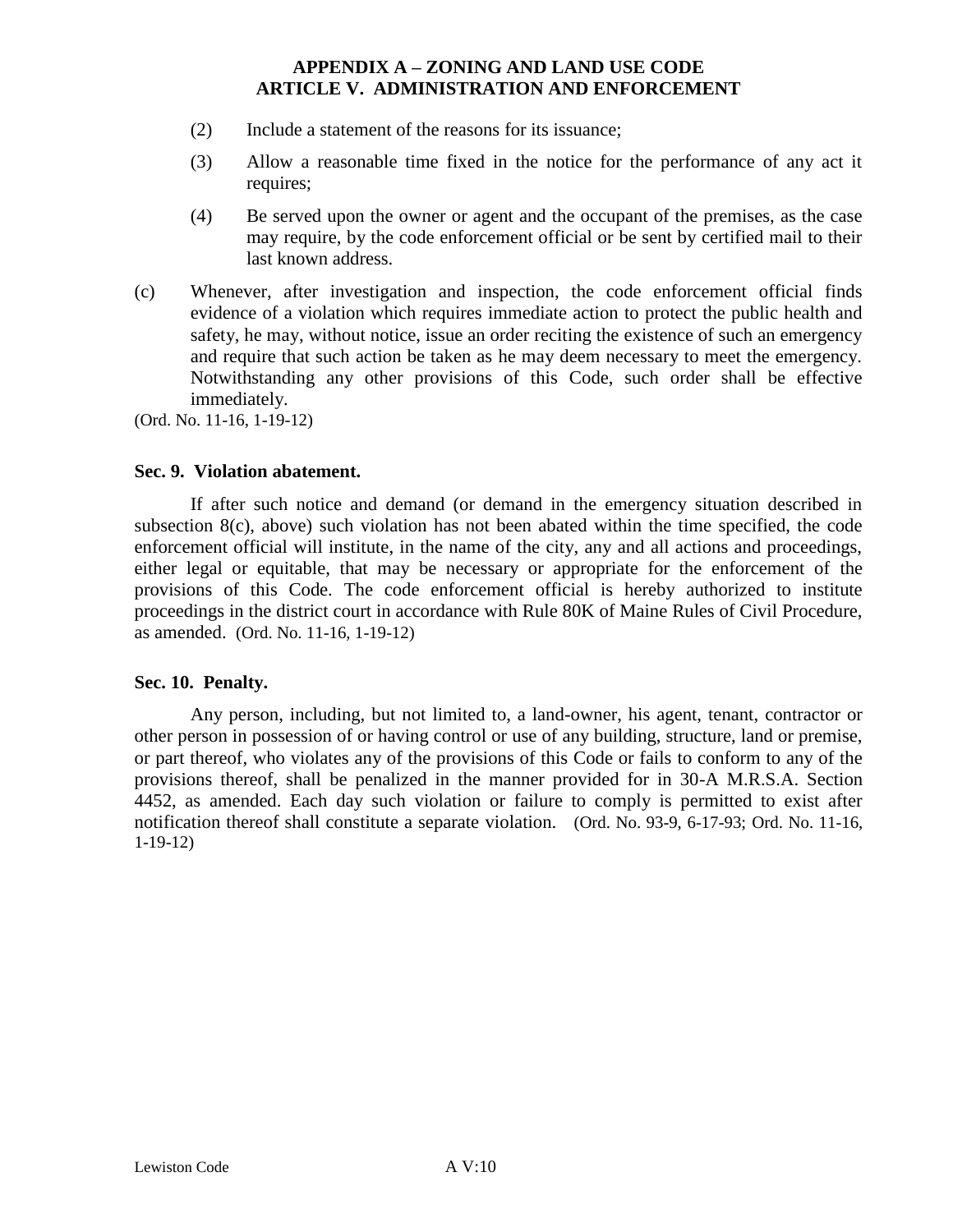(2) Include a statement of the reasons for its issuance;

(3) Allow a reasonable time fixed in the notice for the performance of any act it requires;

(4) Be served upon the owner or agent and the occupant of the premises, as the case may require, by the code enforcement official or be sent by certified mail to their last known address.

(c) Whenever, after investigation and inspection, the code enforcement official finds evidence of a violation which requires immediate action to protect the public health and safety, he may, without notice, issue an order reciting the existence of such an emergency and require that such action be taken as he may deem necessary to meet the emergency. Notwithstanding any other provisions of this Code, such order shall be effective immediately.

(Ord. No. 11-16, 1-19-12)

**Sec. 9. Violation abatement.**

If after such notice and demand (or demand in the emergency situation described in subsection 8(c), above) such violation has not been abated within the time specified, the code enforcement official will institute, in the name of the city, any and all actions and proceedings, either legal or equitable, that may be necessary or appropriate for the enforcement of the provisions of this Code. The code enforcement official is hereby authorized to institute proceedings in the district court in accordance with Rule 80K of Maine Rules of Civil Procedure, as amended. (Ord. No. 11-16, 1-19-12)

**Sec. 10. Penalty.**

Any person, including, but not limited to, a land-owner, his agent, tenant, contractor or other person in possession of or having control or use of any building, structure, land or premise, or part thereof, who violates any of the provisions of this Code or fails to conform to any of the provisions thereof, shall be penalized in the manner provided for in 30-A M.R.S.A. Section 4452, as amended. Each day such violation or failure to comply is permitted to exist after notification thereof shall constitute a separate violation. (Ord. No. 93-9, 6-17-93; Ord. No. 11-16, 1-19-12)